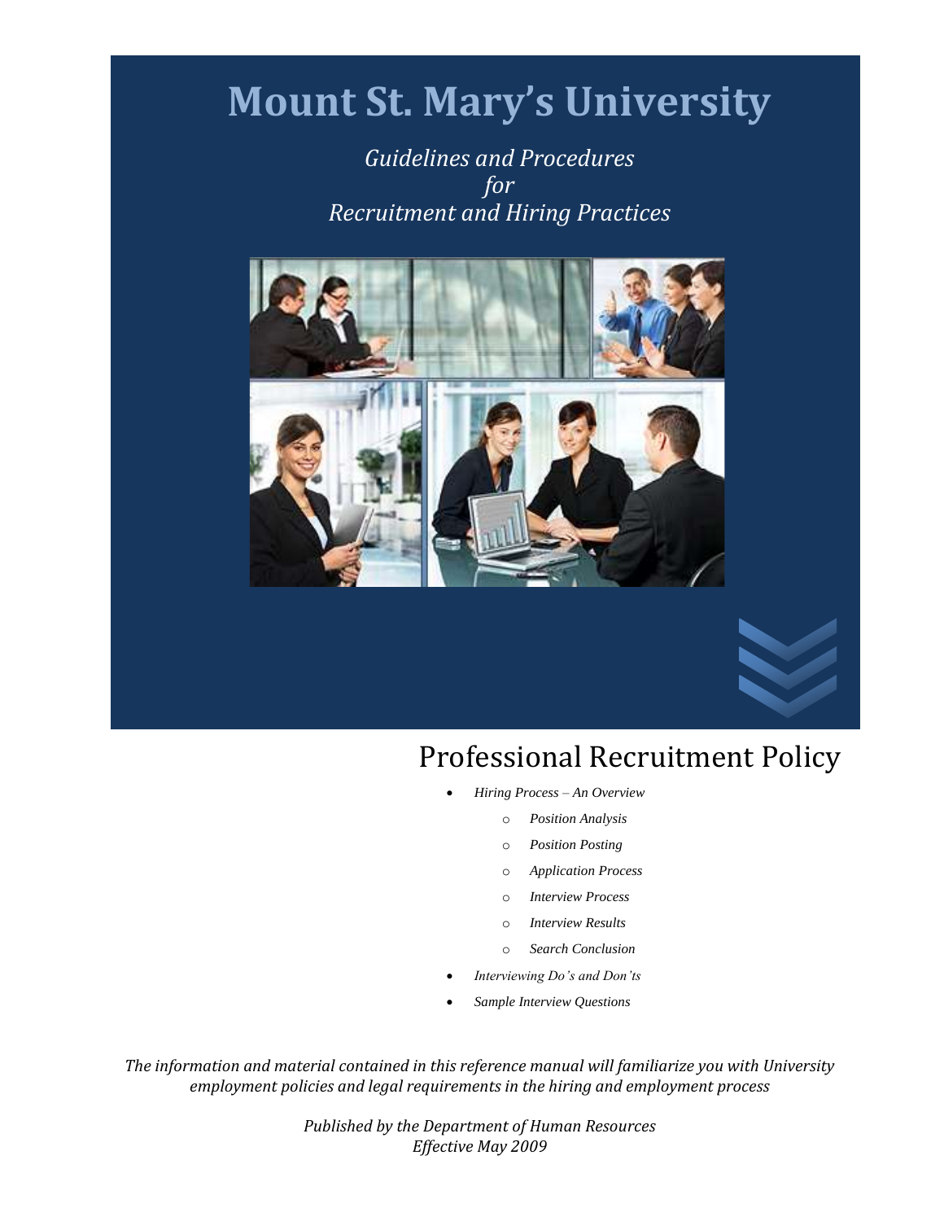# Mount St. Mary's University

*Guidelines and Procedures*
*for*
*Recruitment and Hiring Practices*

## Professional Recruitment Policy

- *Hiring Process – An Overview*
  - *Position Analysis*
  - *Position Posting*
  - *Application Process*
  - *Interview Process*
  - *Interview Results*
  - *Search Conclusion*
- *Interviewing Do's and Don'ts*
- *Sample Interview Questions*

*The information and material contained in this reference manual will familiarize you with University employment policies and legal requirements in the hiring and employment process*

*Published by the Department of Human Resources*
*Effective May 2009*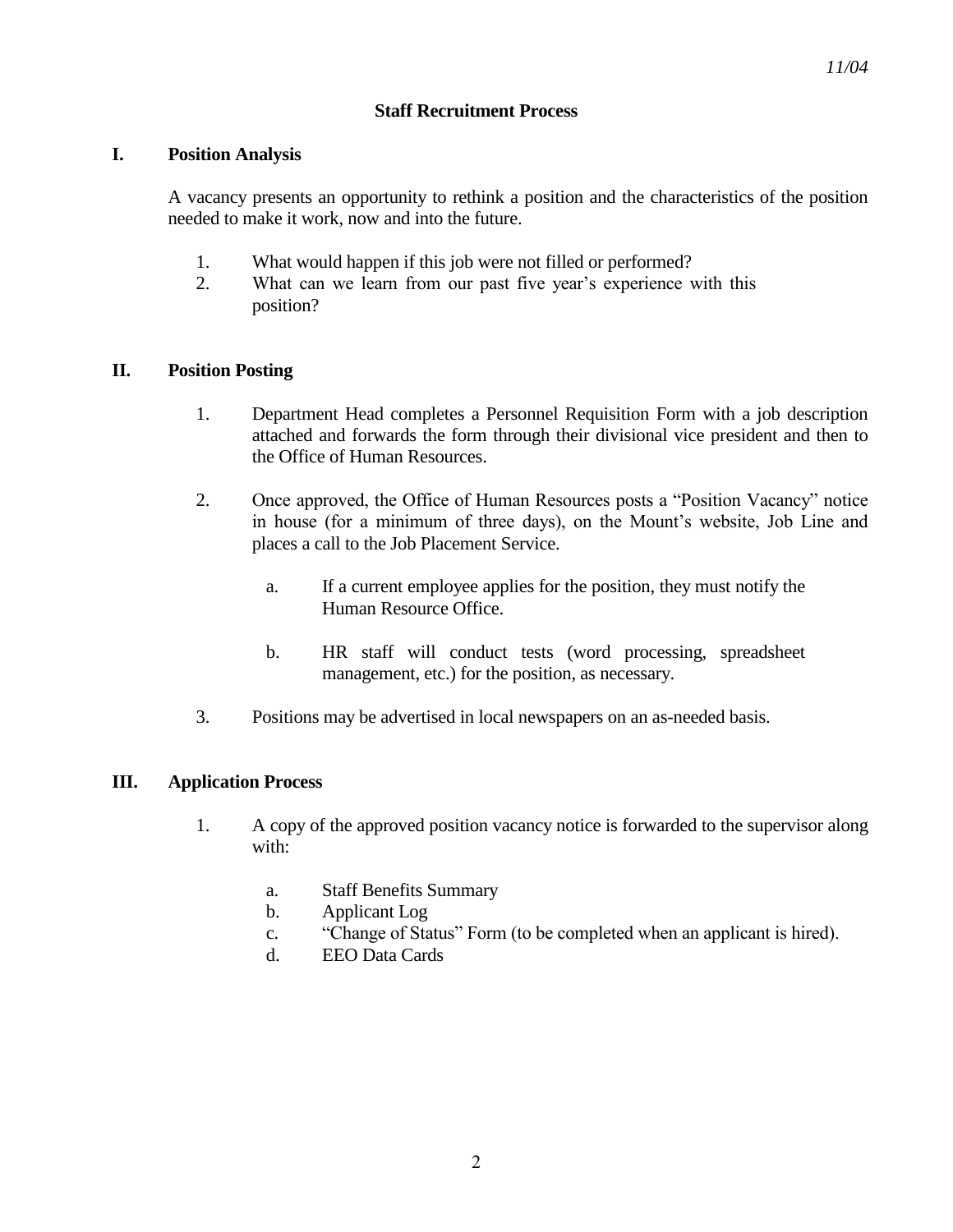*11/04*

## Staff Recruitment Process

### I. Position Analysis

A vacancy presents an opportunity to rethink a position and the characteristics of the position needed to make it work, now and into the future.

1. What would happen if this job were not filled or performed?
2. What can we learn from our past five year's experience with this position?

### II. Position Posting

1. Department Head completes a Personnel Requisition Form with a job description attached and forwards the form through their divisional vice president and then to the Office of Human Resources.

2. Once approved, the Office of Human Resources posts a "Position Vacancy" notice in house (for a minimum of three days), on the Mount's website, Job Line and places a call to the Job Placement Service.

   a. If a current employee applies for the position, they must notify the Human Resource Office.

   b. HR staff will conduct tests (word processing, spreadsheet management, etc.) for the position, as necessary.

3. Positions may be advertised in local newspapers on an as-needed basis.

### III. Application Process

1. A copy of the approved position vacancy notice is forwarded to the supervisor along with:

   a. Staff Benefits Summary
   b. Applicant Log
   c. "Change of Status" Form (to be completed when an applicant is hired).
   d. EEO Data Cards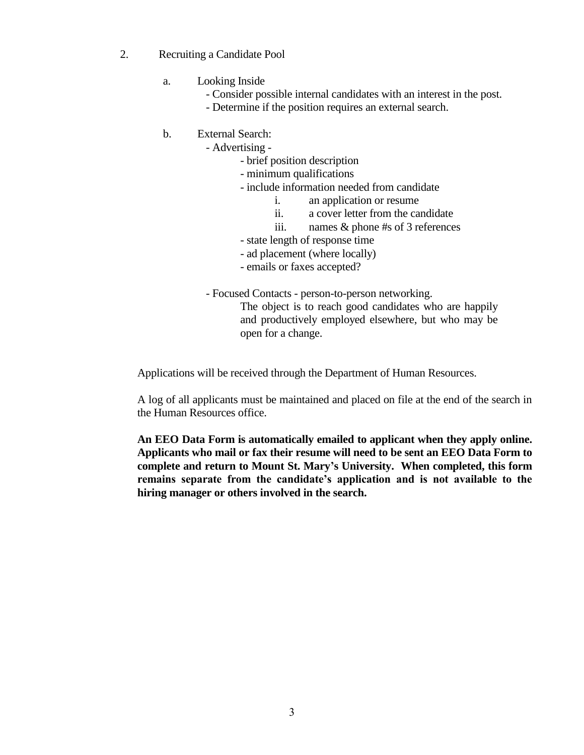2. Recruiting a Candidate Pool

   a. Looking Inside
      - Consider possible internal candidates with an interest in the post.
      - Determine if the position requires an external search.

   b. External Search:
      - Advertising -
         - brief position description
         - minimum qualifications
         - include information needed from candidate
            i. an application or resume
            ii. a cover letter from the candidate
            iii. names & phone #s of 3 references
         - state length of response time
         - ad placement (where locally)
         - emails or faxes accepted?

      - Focused Contacts - person-to-person networking.
         The object is to reach good candidates who are happily and productively employed elsewhere, but who may be open for a change.

Applications will be received through the Department of Human Resources.

A log of all applicants must be maintained and placed on file at the end of the search in the Human Resources office.

**An EEO Data Form is automatically emailed to applicant when they apply online. Applicants who mail or fax their resume will need to be sent an EEO Data Form to complete and return to Mount St. Mary's University. When completed, this form remains separate from the candidate's application and is not available to the hiring manager or others involved in the search.**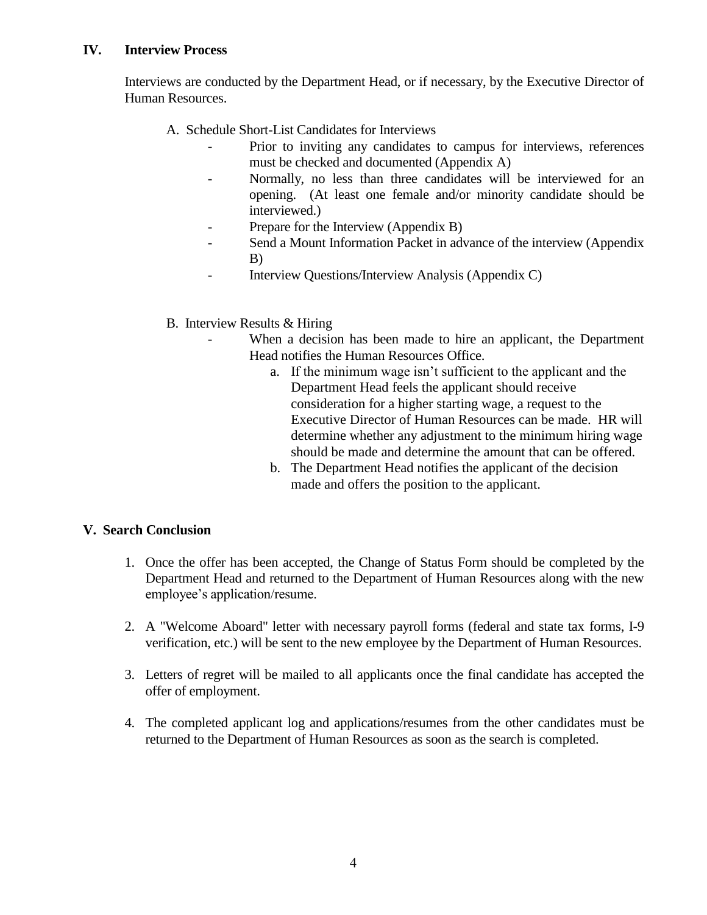## IV. Interview Process

Interviews are conducted by the Department Head, or if necessary, by the Executive Director of Human Resources.

A. Schedule Short-List Candidates for Interviews

- Prior to inviting any candidates to campus for interviews, references must be checked and documented (Appendix A)
- Normally, no less than three candidates will be interviewed for an opening. (At least one female and/or minority candidate should be interviewed.)
- Prepare for the Interview (Appendix B)
- Send a Mount Information Packet in advance of the interview (Appendix B)
- Interview Questions/Interview Analysis (Appendix C)

B. Interview Results & Hiring

- When a decision has been made to hire an applicant, the Department Head notifies the Human Resources Office.
    a. If the minimum wage isn't sufficient to the applicant and the Department Head feels the applicant should receive consideration for a higher starting wage, a request to the Executive Director of Human Resources can be made. HR will determine whether any adjustment to the minimum hiring wage should be made and determine the amount that can be offered.
    b. The Department Head notifies the applicant of the decision made and offers the position to the applicant.

## V. Search Conclusion

1. Once the offer has been accepted, the Change of Status Form should be completed by the Department Head and returned to the Department of Human Resources along with the new employee's application/resume.

2. A "Welcome Aboard" letter with necessary payroll forms (federal and state tax forms, I-9 verification, etc.) will be sent to the new employee by the Department of Human Resources.

3. Letters of regret will be mailed to all applicants once the final candidate has accepted the offer of employment.

4. The completed applicant log and applications/resumes from the other candidates must be returned to the Department of Human Resources as soon as the search is completed.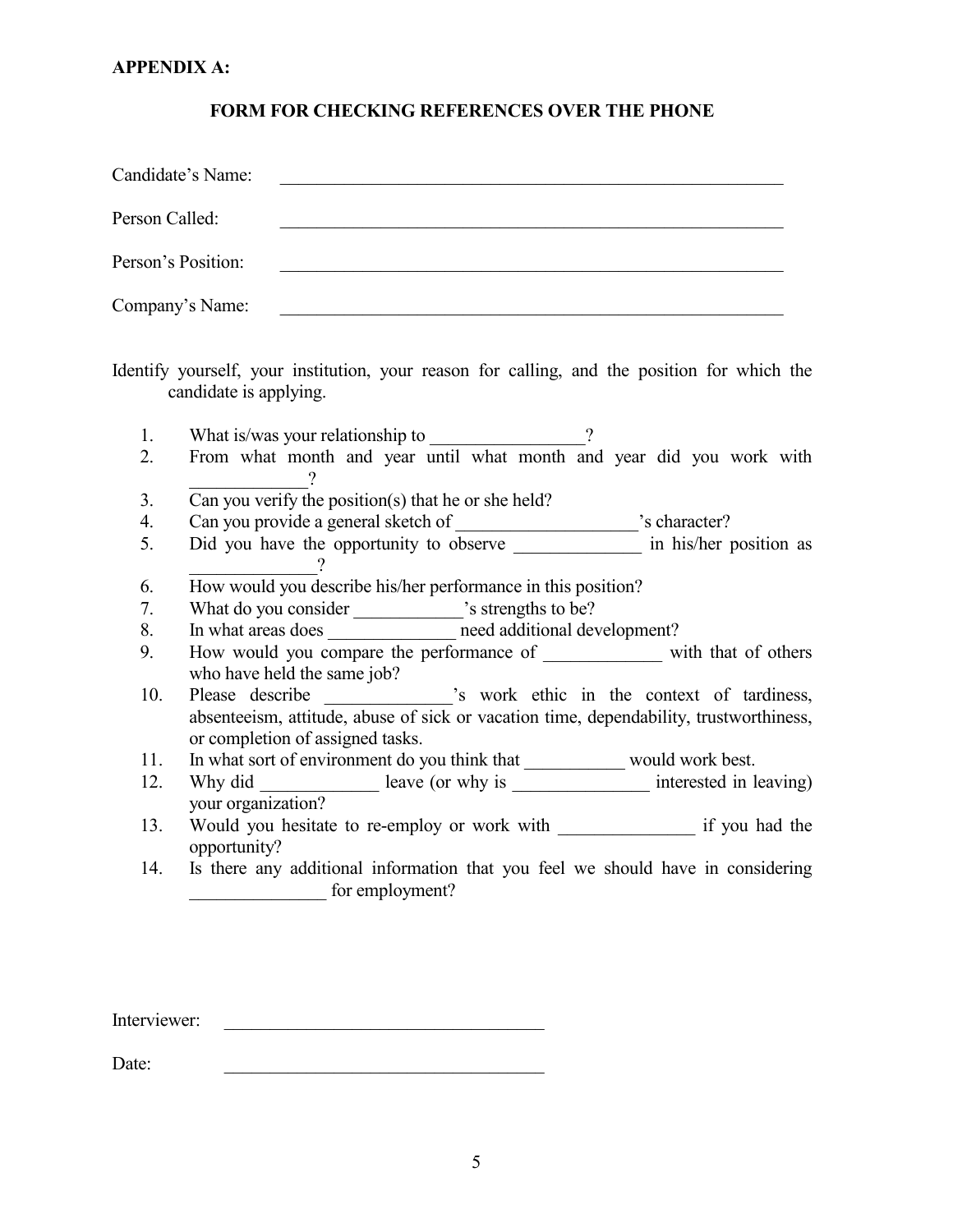**APPENDIX A:**

## FORM FOR CHECKING REFERENCES OVER THE PHONE

Candidate's Name: ____________________________________________

Person Called: ____________________________________________

Person's Position: ____________________________________________

Company's Name: ____________________________________________

Identify yourself, your institution, your reason for calling, and the position for which the candidate is applying.

1. What is/was your relationship to _________________?
2. From what month and year until what month and year did you work with _____________?
3. Can you verify the position(s) that he or she held?
4. Can you provide a general sketch of ____________________'s character?
5. Did you have the opportunity to observe ______________ in his/her position as ______________?
6. How would you describe his/her performance in this position?
7. What do you consider ____________'s strengths to be?
8. In what areas does ______________ need additional development?
9. How would you compare the performance of _____________ with that of others who have held the same job?
10. Please describe ______________'s work ethic in the context of tardiness, absenteeism, attitude, abuse of sick or vacation time, dependability, trustworthiness, or completion of assigned tasks.
11. In what sort of environment do you think that ___________ would work best.
12. Why did _____________ leave (or why is _______________ interested in leaving) your organization?
13. Would you hesitate to re-employ or work with _______________ if you had the opportunity?
14. Is there any additional information that you feel we should have in considering _______________ for employment?

Interviewer: ______________________________

Date: ______________________________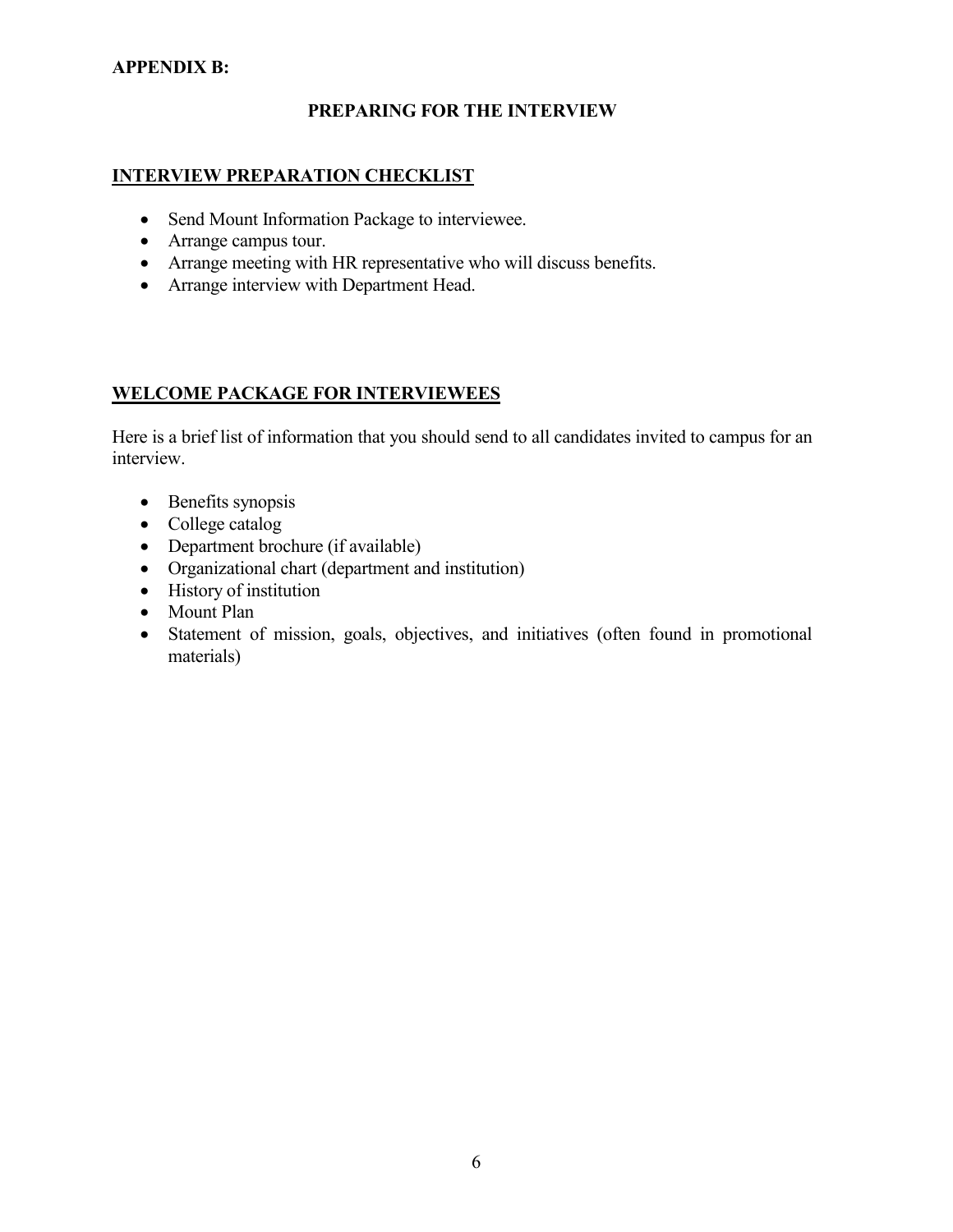**APPENDIX B:**

## PREPARING FOR THE INTERVIEW

### INTERVIEW PREPARATION CHECKLIST

- Send Mount Information Package to interviewee.
- Arrange campus tour.
- Arrange meeting with HR representative who will discuss benefits.
- Arrange interview with Department Head.

### WELCOME PACKAGE FOR INTERVIEWEES

Here is a brief list of information that you should send to all candidates invited to campus for an interview.

- Benefits synopsis
- College catalog
- Department brochure (if available)
- Organizational chart (department and institution)
- History of institution
- Mount Plan
- Statement of mission, goals, objectives, and initiatives (often found in promotional materials)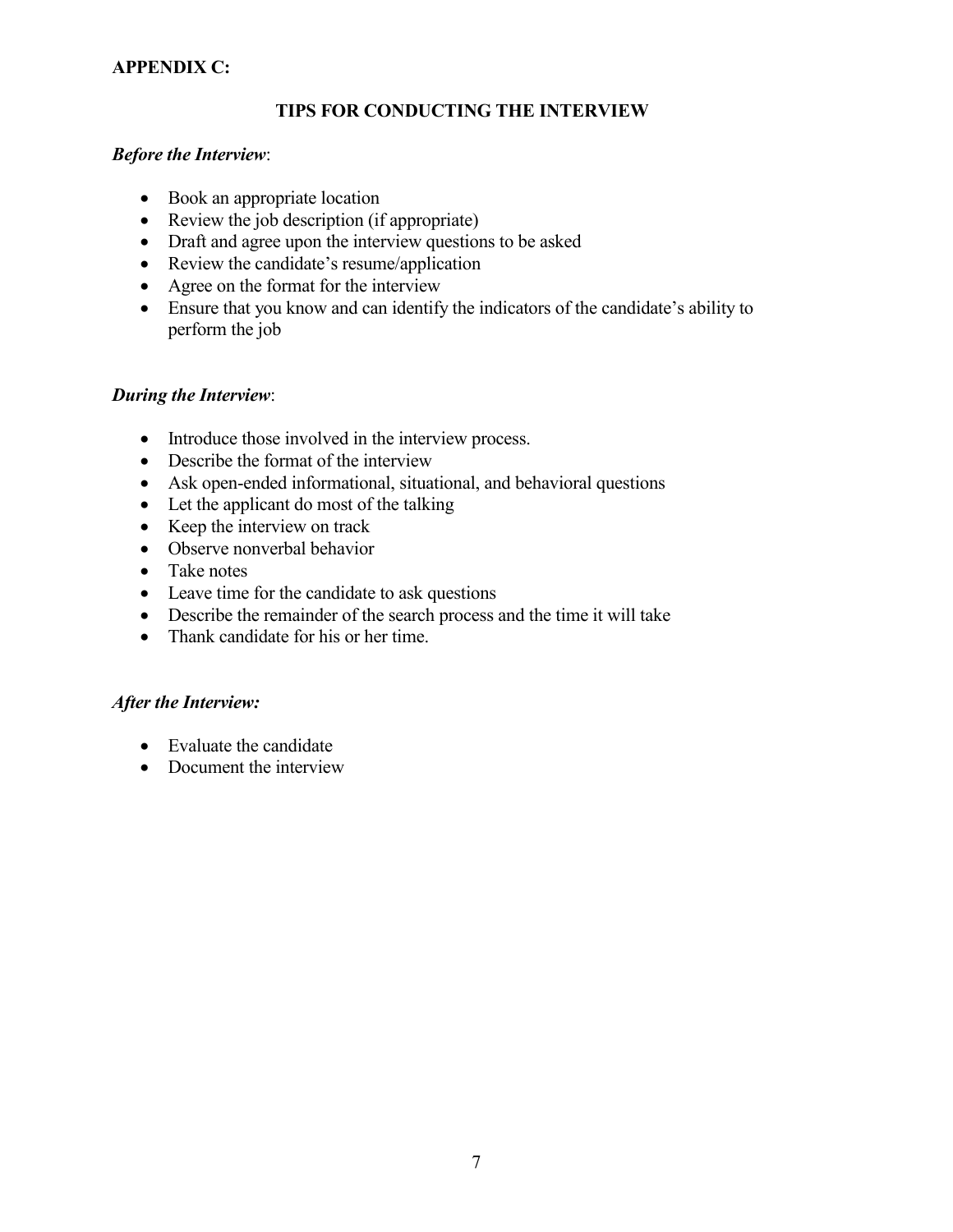**APPENDIX C:**

## TIPS FOR CONDUCTING THE INTERVIEW

***Before the Interview***:

- Book an appropriate location
- Review the job description (if appropriate)
- Draft and agree upon the interview questions to be asked
- Review the candidate's resume/application
- Agree on the format for the interview
- Ensure that you know and can identify the indicators of the candidate's ability to perform the job

***During the Interview***:

- Introduce those involved in the interview process.
- Describe the format of the interview
- Ask open-ended informational, situational, and behavioral questions
- Let the applicant do most of the talking
- Keep the interview on track
- Observe nonverbal behavior
- Take notes
- Leave time for the candidate to ask questions
- Describe the remainder of the search process and the time it will take
- Thank candidate for his or her time.

***After the Interview:***

- Evaluate the candidate
- Document the interview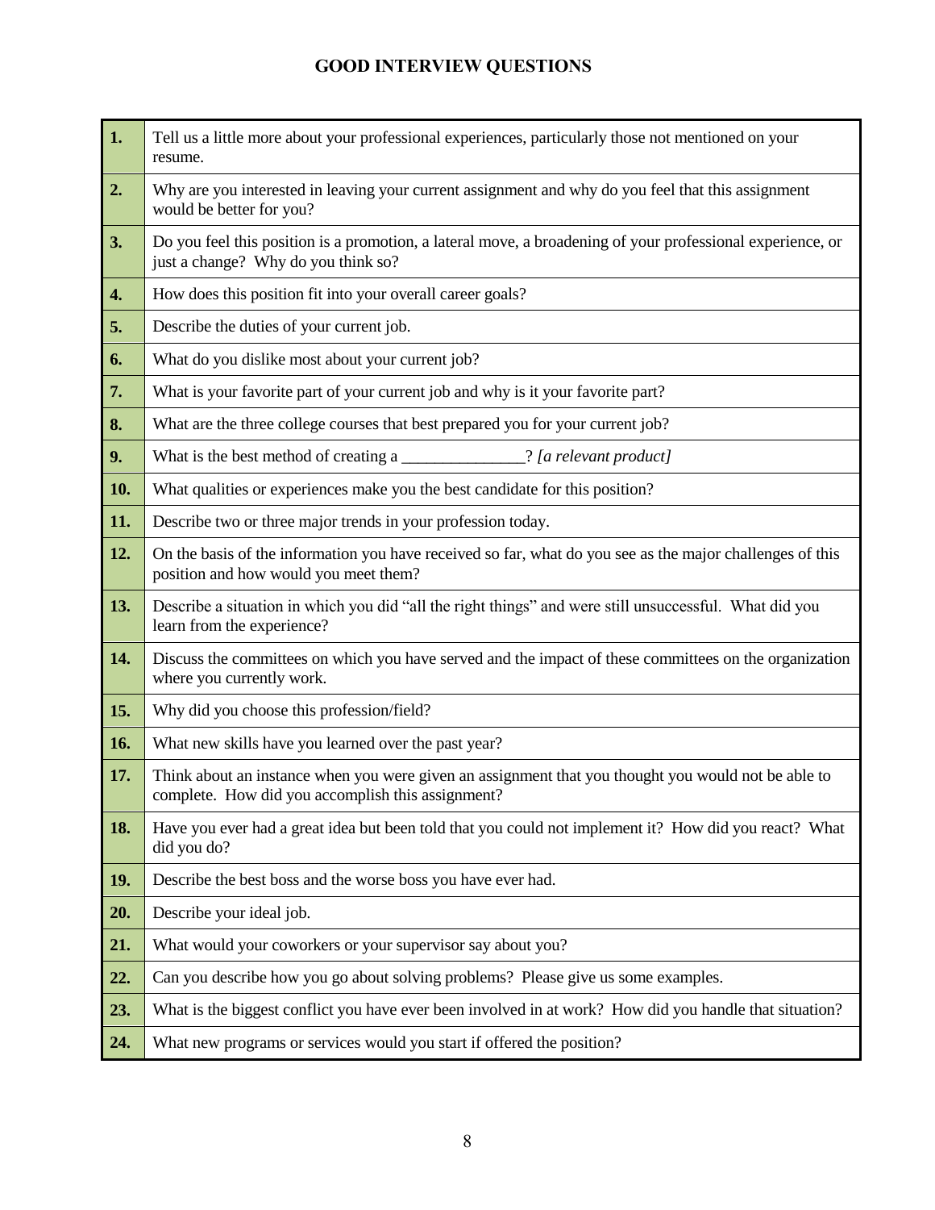# GOOD INTERVIEW QUESTIONS

| | |
|---|---|
| **1.** | Tell us a little more about your professional experiences, particularly those not mentioned on your resume. |
| **2.** | Why are you interested in leaving your current assignment and why do you feel that this assignment would be better for you? |
| **3.** | Do you feel this position is a promotion, a lateral move, a broadening of your professional experience, or just a change? Why do you think so? |
| **4.** | How does this position fit into your overall career goals? |
| **5.** | Describe the duties of your current job. |
| **6.** | What do you dislike most about your current job? |
| **7.** | What is your favorite part of your current job and why is it your favorite part? |
| **8.** | What are the three college courses that best prepared you for your current job? |
| **9.** | What is the best method of creating a _______________? *[a relevant product]* |
| **10.** | What qualities or experiences make you the best candidate for this position? |
| **11.** | Describe two or three major trends in your profession today. |
| **12.** | On the basis of the information you have received so far, what do you see as the major challenges of this position and how would you meet them? |
| **13.** | Describe a situation in which you did "all the right things" and were still unsuccessful. What did you learn from the experience? |
| **14.** | Discuss the committees on which you have served and the impact of these committees on the organization where you currently work. |
| **15.** | Why did you choose this profession/field? |
| **16.** | What new skills have you learned over the past year? |
| **17.** | Think about an instance when you were given an assignment that you thought you would not be able to complete. How did you accomplish this assignment? |
| **18.** | Have you ever had a great idea but been told that you could not implement it? How did you react? What did you do? |
| **19.** | Describe the best boss and the worse boss you have ever had. |
| **20.** | Describe your ideal job. |
| **21.** | What would your coworkers or your supervisor say about you? |
| **22.** | Can you describe how you go about solving problems? Please give us some examples. |
| **23.** | What is the biggest conflict you have ever been involved in at work? How did you handle that situation? |
| **24.** | What new programs or services would you start if offered the position? |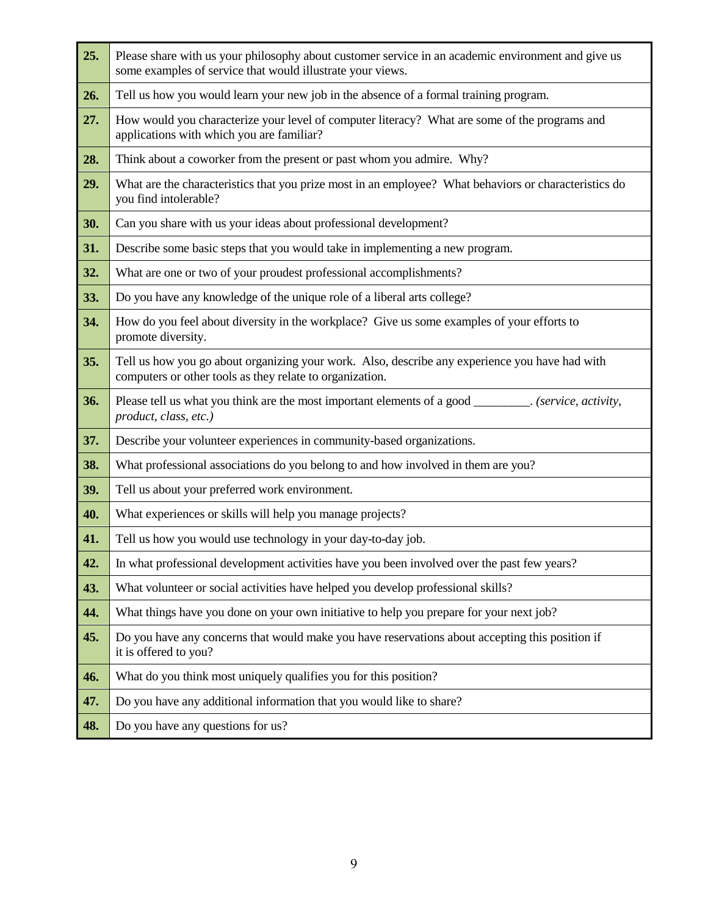| | |
|---|---|
| **25.** | Please share with us your philosophy about customer service in an academic environment and give us some examples of service that would illustrate your views. |
| **26.** | Tell us how you would learn your new job in the absence of a formal training program. |
| **27.** | How would you characterize your level of computer literacy? What are some of the programs and applications with which you are familiar? |
| **28.** | Think about a coworker from the present or past whom you admire. Why? |
| **29.** | What are the characteristics that you prize most in an employee? What behaviors or characteristics do you find intolerable? |
| **30.** | Can you share with us your ideas about professional development? |
| **31.** | Describe some basic steps that you would take in implementing a new program. |
| **32.** | What are one or two of your proudest professional accomplishments? |
| **33.** | Do you have any knowledge of the unique role of a liberal arts college? |
| **34.** | How do you feel about diversity in the workplace? Give us some examples of your efforts to promote diversity. |
| **35.** | Tell us how you go about organizing your work. Also, describe any experience you have had with computers or other tools as they relate to organization. |
| **36.** | Please tell us what you think are the most important elements of a good _________. *(service, activity, product, class, etc.)* |
| **37.** | Describe your volunteer experiences in community-based organizations. |
| **38.** | What professional associations do you belong to and how involved in them are you? |
| **39.** | Tell us about your preferred work environment. |
| **40.** | What experiences or skills will help you manage projects? |
| **41.** | Tell us how you would use technology in your day-to-day job. |
| **42.** | In what professional development activities have you been involved over the past few years? |
| **43.** | What volunteer or social activities have helped you develop professional skills? |
| **44.** | What things have you done on your own initiative to help you prepare for your next job? |
| **45.** | Do you have any concerns that would make you have reservations about accepting this position if it is offered to you? |
| **46.** | What do you think most uniquely qualifies you for this position? |
| **47.** | Do you have any additional information that you would like to share? |
| **48.** | Do you have any questions for us? |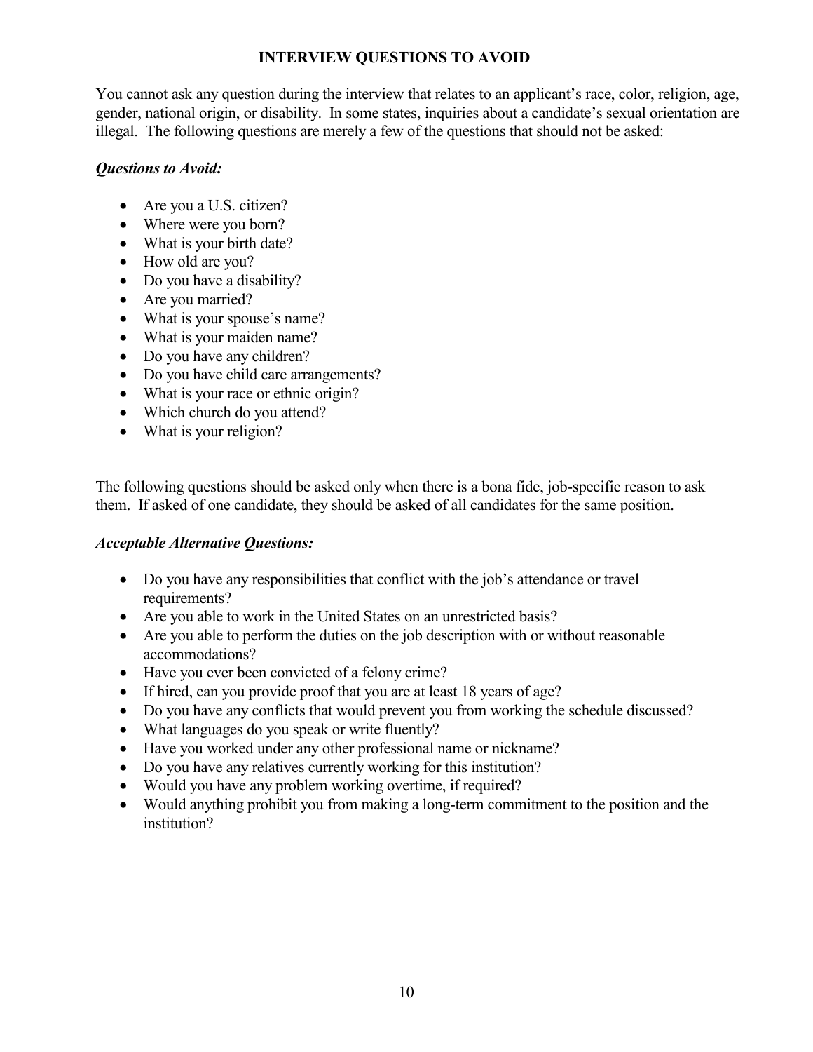## INTERVIEW QUESTIONS TO AVOID

You cannot ask any question during the interview that relates to an applicant's race, color, religion, age, gender, national origin, or disability. In some states, inquiries about a candidate's sexual orientation are illegal. The following questions are merely a few of the questions that should not be asked:

***Questions to Avoid:***

- Are you a U.S. citizen?
- Where were you born?
- What is your birth date?
- How old are you?
- Do you have a disability?
- Are you married?
- What is your spouse's name?
- What is your maiden name?
- Do you have any children?
- Do you have child care arrangements?
- What is your race or ethnic origin?
- Which church do you attend?
- What is your religion?

The following questions should be asked only when there is a bona fide, job-specific reason to ask them. If asked of one candidate, they should be asked of all candidates for the same position.

***Acceptable Alternative Questions:***

- Do you have any responsibilities that conflict with the job's attendance or travel requirements?
- Are you able to work in the United States on an unrestricted basis?
- Are you able to perform the duties on the job description with or without reasonable accommodations?
- Have you ever been convicted of a felony crime?
- If hired, can you provide proof that you are at least 18 years of age?
- Do you have any conflicts that would prevent you from working the schedule discussed?
- What languages do you speak or write fluently?
- Have you worked under any other professional name or nickname?
- Do you have any relatives currently working for this institution?
- Would you have any problem working overtime, if required?
- Would anything prohibit you from making a long-term commitment to the position and the institution?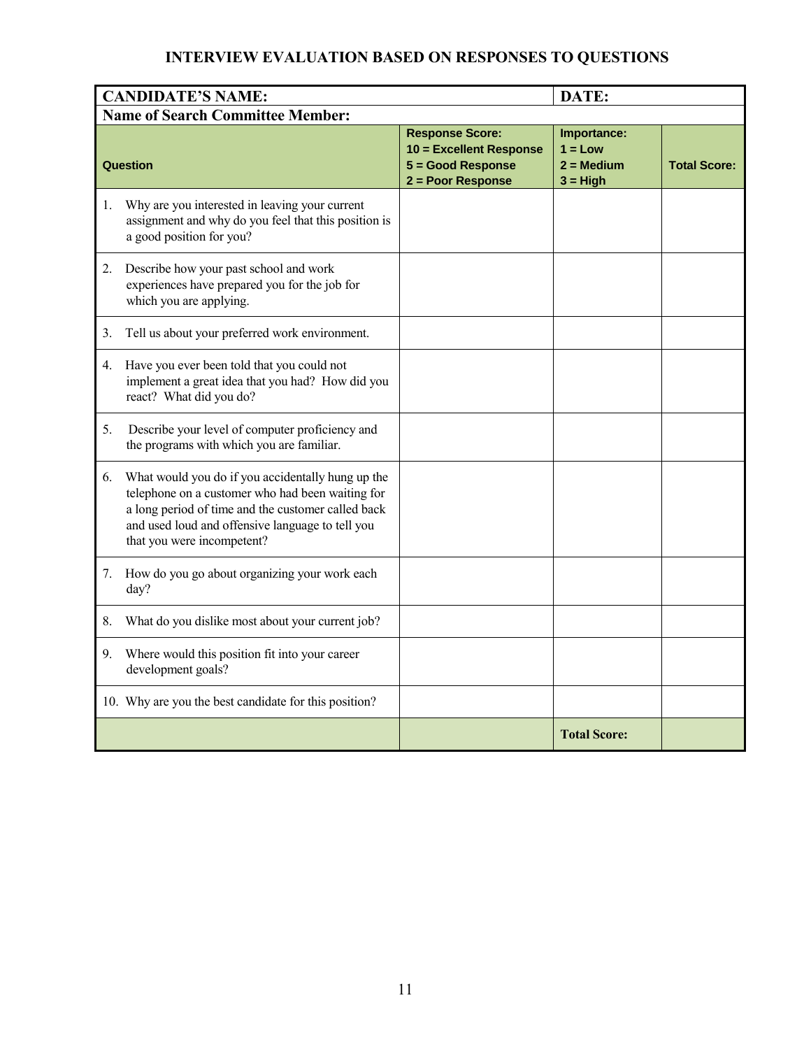## INTERVIEW EVALUATION BASED ON RESPONSES TO QUESTIONS

| **CANDIDATE'S NAME:** | | **DATE:** | |
|---|---|---|---|
| **Name of Search Committee Member:** | | | |
| **Question** | **Response Score:** **10 = Excellent Response** **5 = Good Response** **2 = Poor Response** | **Importance:** **1 = Low** **2 = Medium** **3 = High** | **Total Score:** |
| 1. Why are you interested in leaving your current assignment and why do you feel that this position is a good position for you? | | | |
| 2. Describe how your past school and work experiences have prepared you for the job for which you are applying. | | | |
| 3. Tell us about your preferred work environment. | | | |
| 4. Have you ever been told that you could not implement a great idea that you had? How did you react? What did you do? | | | |
| 5. Describe your level of computer proficiency and the programs with which you are familiar. | | | |
| 6. What would you do if you accidentally hung up the telephone on a customer who had been waiting for a long period of time and the customer called back and used loud and offensive language to tell you that you were incompetent? | | | |
| 7. How do you go about organizing your work each day? | | | |
| 8. What do you dislike most about your current job? | | | |
| 9. Where would this position fit into your career development goals? | | | |
| 10. Why are you the best candidate for this position? | | | |
| | | **Total Score:** | |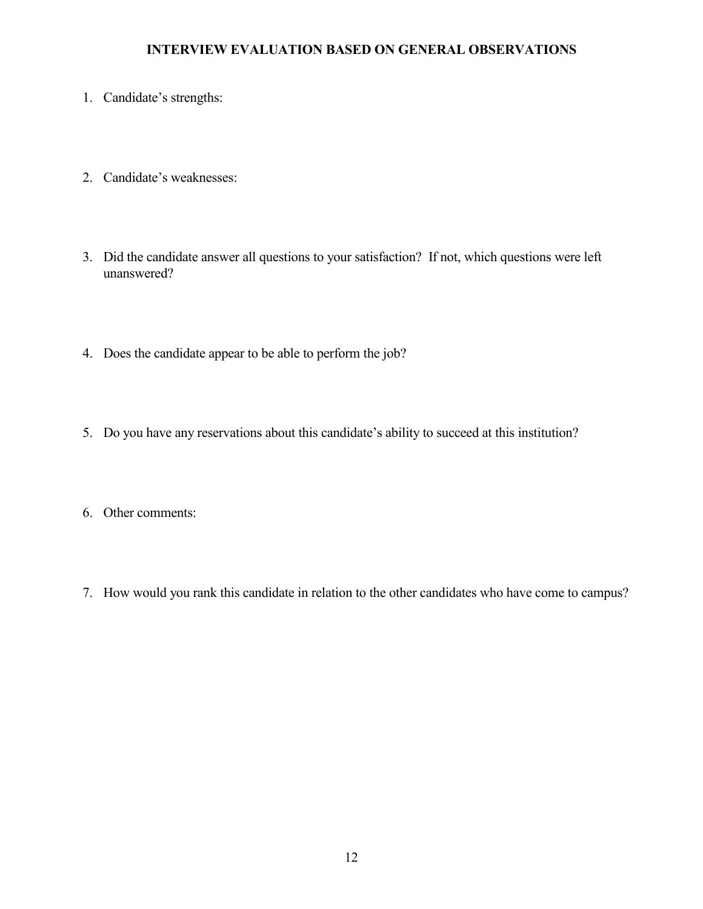**INTERVIEW EVALUATION BASED ON GENERAL OBSERVATIONS**

1. Candidate's strengths:

2. Candidate's weaknesses:

3. Did the candidate answer all questions to your satisfaction? If not, which questions were left unanswered?

4. Does the candidate appear to be able to perform the job?

5. Do you have any reservations about this candidate's ability to succeed at this institution?

6. Other comments:

7. How would you rank this candidate in relation to the other candidates who have come to campus?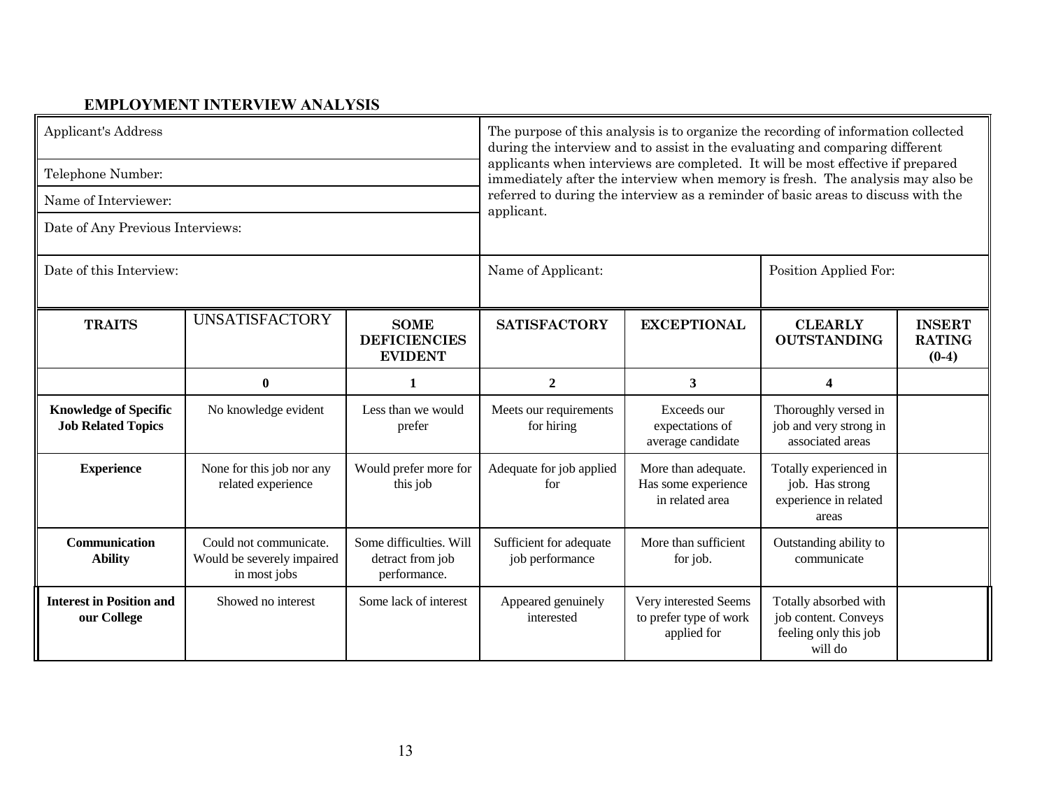## EMPLOYMENT INTERVIEW ANALYSIS

| | |
|---|---|
| Applicant's Address | The purpose of this analysis is to organize the recording of information collected during the interview and to assist in the evaluating and comparing different applicants when interviews are completed. It will be most effective if prepared immediately after the interview when memory is fresh. The analysis may also be referred to during the interview as a reminder of basic areas to discuss with the applicant. |
| Telephone Number: | |
| Name of Interviewer: | |
| Date of Any Previous Interviews: | |

| Date of this Interview: | Name of Applicant: | Position Applied For: |
|---|---|---|
| | | |

| TRAITS | UNSATISFACTORY | SOME DEFICIENCIES EVIDENT | SATISFACTORY | EXCEPTIONAL | CLEARLY OUTSTANDING | INSERT RATING (0-4) |
|---|---|---|---|---|---|---|
| | 0 | 1 | 2 | 3 | 4 | |
| **Knowledge of Specific Job Related Topics** | No knowledge evident | Less than we would prefer | Meets our requirements for hiring | Exceeds our expectations of average candidate | Thoroughly versed in job and very strong in associated areas | |
| **Experience** | None for this job nor any related experience | Would prefer more for this job | Adequate for job applied for | More than adequate. Has some experience in related area | Totally experienced in job. Has strong experience in related areas | |
| **Communication Ability** | Could not communicate. Would be severely impaired in most jobs | Some difficulties. Will detract from job performance. | Sufficient for adequate job performance | More than sufficient for job. | Outstanding ability to communicate | |
| **Interest in Position and our College** | Showed no interest | Some lack of interest | Appeared genuinely interested | Very interested Seems to prefer type of work applied for | Totally absorbed with job content. Conveys feeling only this job will do | |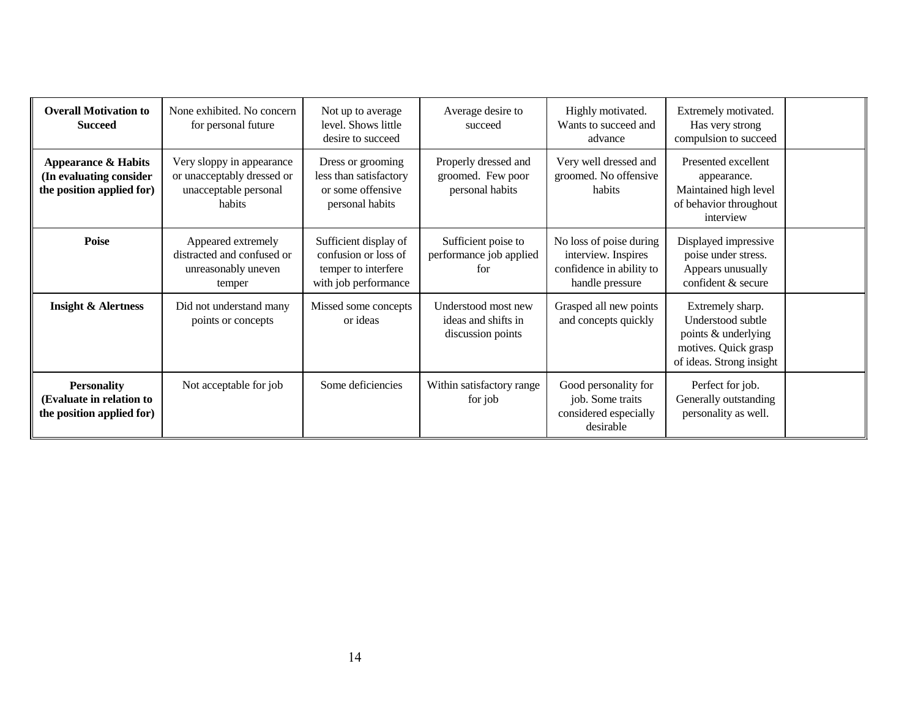| | | | | | | |
|---|---|---|---|---|---|---|
| **Overall Motivation to Succeed** | None exhibited. No concern for personal future | Not up to average level. Shows little desire to succeed | Average desire to succeed | Highly motivated. Wants to succeed and advance | Extremely motivated. Has very strong compulsion to succeed | |
| **Appearance & Habits (In evaluating consider the position applied for)** | Very sloppy in appearance or unacceptably dressed or unacceptable personal habits | Dress or grooming less than satisfactory or some offensive personal habits | Properly dressed and groomed. Few poor personal habits | Very well dressed and groomed. No offensive habits | Presented excellent appearance. Maintained high level of behavior throughout interview | |
| **Poise** | Appeared extremely distracted and confused or unreasonably uneven temper | Sufficient display of confusion or loss of temper to interfere with job performance | Sufficient poise to performance job applied for | No loss of poise during interview. Inspires confidence in ability to handle pressure | Displayed impressive poise under stress. Appears unusually confident & secure | |
| **Insight & Alertness** | Did not understand many points or concepts | Missed some concepts or ideas | Understood most new ideas and shifts in discussion points | Grasped all new points and concepts quickly | Extremely sharp. Understood subtle points & underlying motives. Quick grasp of ideas. Strong insight | |
| **Personality (Evaluate in relation to the position applied for)** | Not acceptable for job | Some deficiencies | Within satisfactory range for job | Good personality for job. Some traits considered especially desirable | Perfect for job. Generally outstanding personality as well. | |